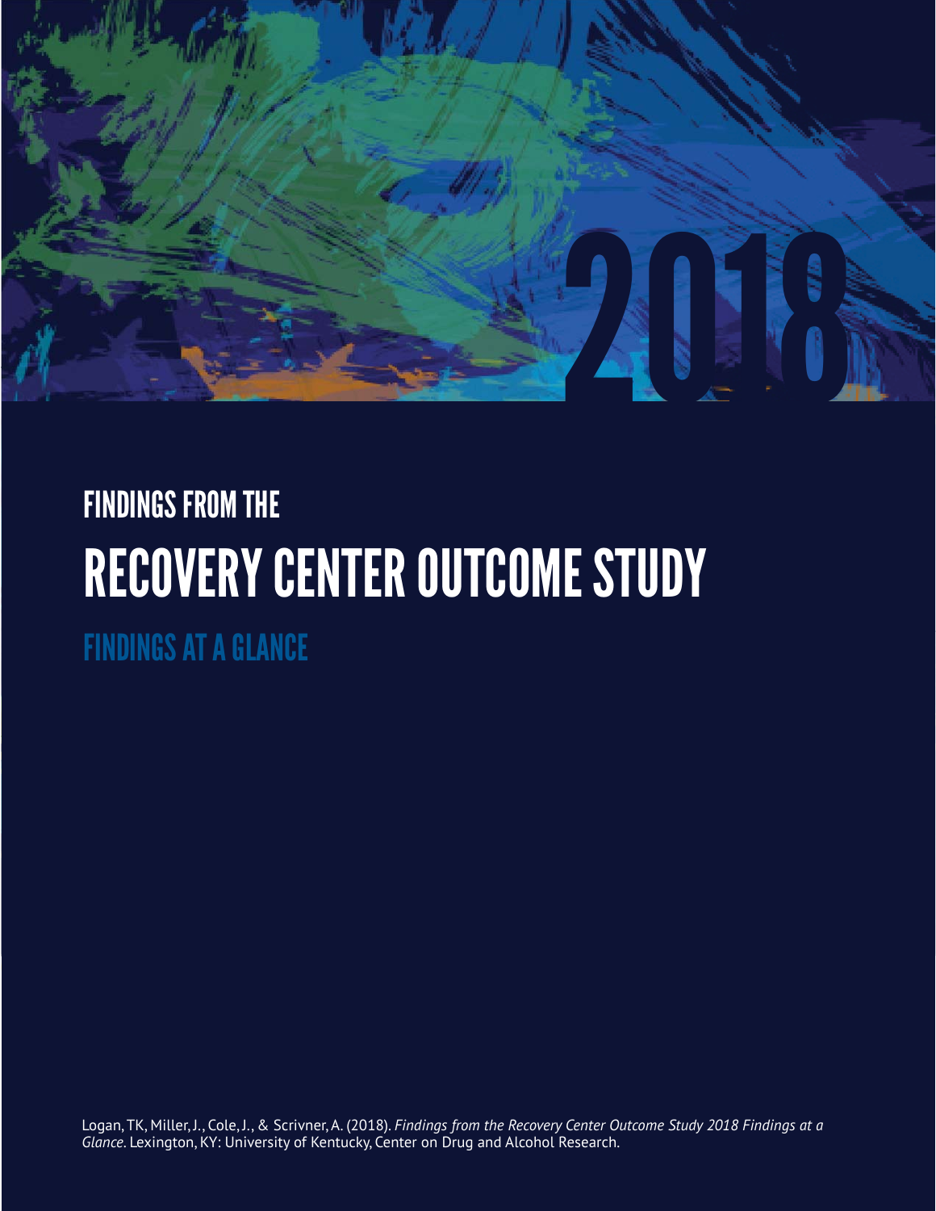2018

# FINDINGS FROM THE

# RECOVERY CENTER OUTCOME STUDY

## FINDINGS AT A GLANCE

Logan, TK, Miller, J., Cole, J., & Scrivner, A. (2018). *Findings from the Recovery Center Outcome Study 2018 Findings at a Glance*. Lexington, KY: University of Kentucky, Center on Drug and Alcohol Research.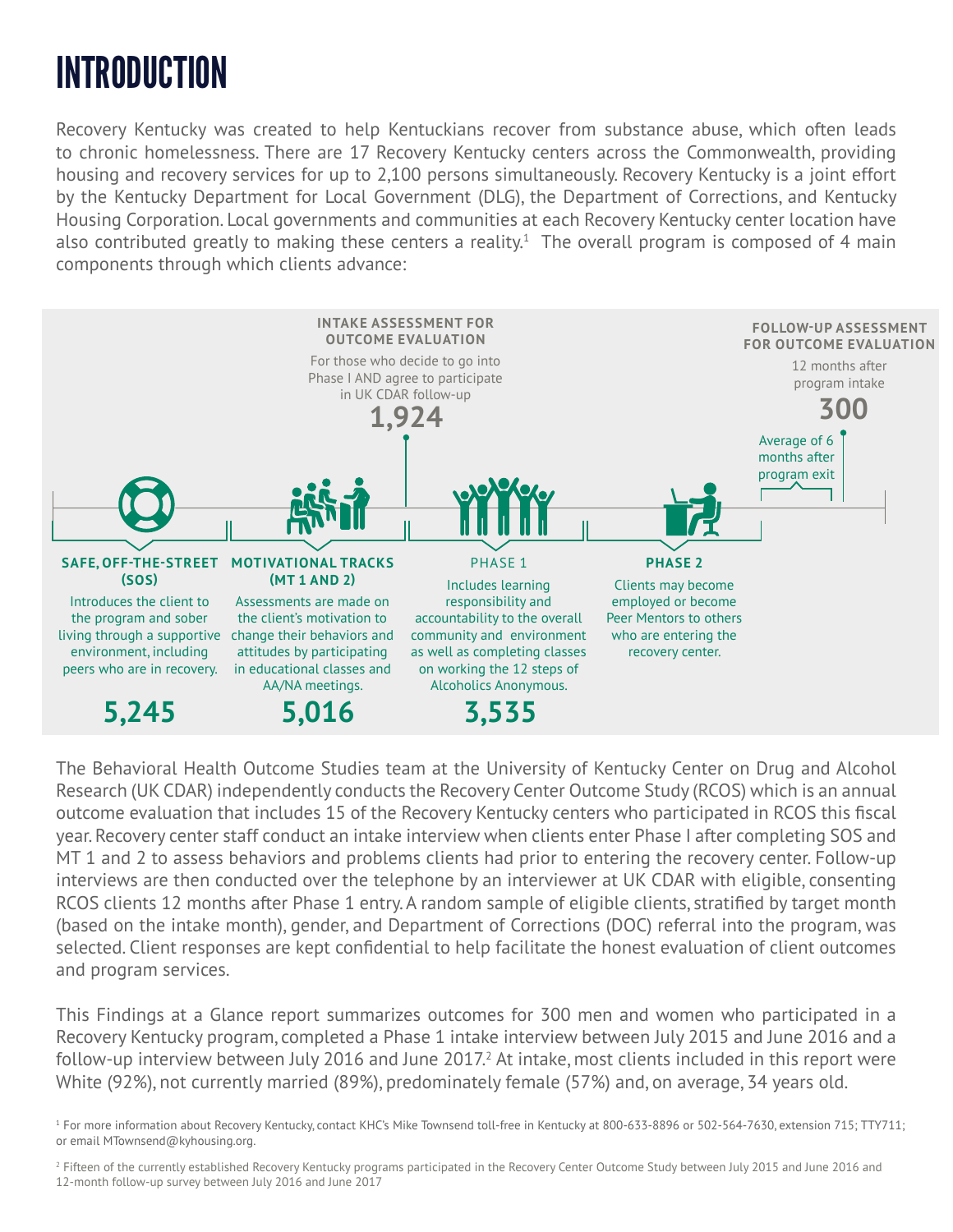# INTRODUCTION

Recovery Kentucky was created to help Kentuckians recover from substance abuse, which often leads to chronic homelessness. There are 17 Recovery Kentucky centers across the Commonwealth, providing housing and recovery services for up to 2,100 persons simultaneously. Recovery Kentucky is a joint effort by the Kentucky Department for Local Government (DLG), the Department of Corrections, and Kentucky Housing Corporation. Local governments and communities at each Recovery Kentucky center location have also contributed greatly to making these centers a reality.[1] The overall program is composed of 4 main components through which clients advance:

**INTAKE ASSESSMENT FOR OUTCOME EVALUATION**
For those who decide to go into Phase I AND agree to participate in UK CDAR follow-up
**1,924**

**FOLLOW-UP ASSESSMENT FOR OUTCOME EVALUATION**
12 months after program intake
**300**
Average of 6 months after program exit

**SAFE, OFF-THE-STREET (SOS)**
Introduces the client to the program and sober living through a supportive environment, including peers who are in recovery.
**5,245**

**MOTIVATIONAL TRACKS (MT 1 AND 2)**
Assessments are made on the client's motivation to change their behaviors and attitudes by participating in educational classes and AA/NA meetings.
**5,016**

PHASE 1
Includes learning responsibility and accountability to the overall community and environment as well as completing classes on working the 12 steps of Alcoholics Anonymous.
**3,535**

**PHASE 2**
Clients may become employed or become Peer Mentors to others who are entering the recovery center.

The Behavioral Health Outcome Studies team at the University of Kentucky Center on Drug and Alcohol Research (UK CDAR) independently conducts the Recovery Center Outcome Study (RCOS) which is an annual outcome evaluation that includes 15 of the Recovery Kentucky centers who participated in RCOS this fiscal year. Recovery center staff conduct an intake interview when clients enter Phase I after completing SOS and MT 1 and 2 to assess behaviors and problems clients had prior to entering the recovery center. Follow-up interviews are then conducted over the telephone by an interviewer at UK CDAR with eligible, consenting RCOS clients 12 months after Phase 1 entry. A random sample of eligible clients, stratified by target month (based on the intake month), gender, and Department of Corrections (DOC) referral into the program, was selected. Client responses are kept confidential to help facilitate the honest evaluation of client outcomes and program services.

This Findings at a Glance report summarizes outcomes for 300 men and women who participated in a Recovery Kentucky program, completed a Phase 1 intake interview between July 2015 and June 2016 and a follow-up interview between July 2016 and June 2017.[2] At intake, most clients included in this report were White (92%), not currently married (89%), predominately female (57%) and, on average, 34 years old.

[1] For more information about Recovery Kentucky, contact KHC's Mike Townsend toll-free in Kentucky at 800-633-8896 or 502-564-7630, extension 715; TTY711; or email MTownsend@kyhousing.org.

[2] Fifteen of the currently established Recovery Kentucky programs participated in the Recovery Center Outcome Study between July 2015 and June 2016 and 12-month follow-up survey between July 2016 and June 2017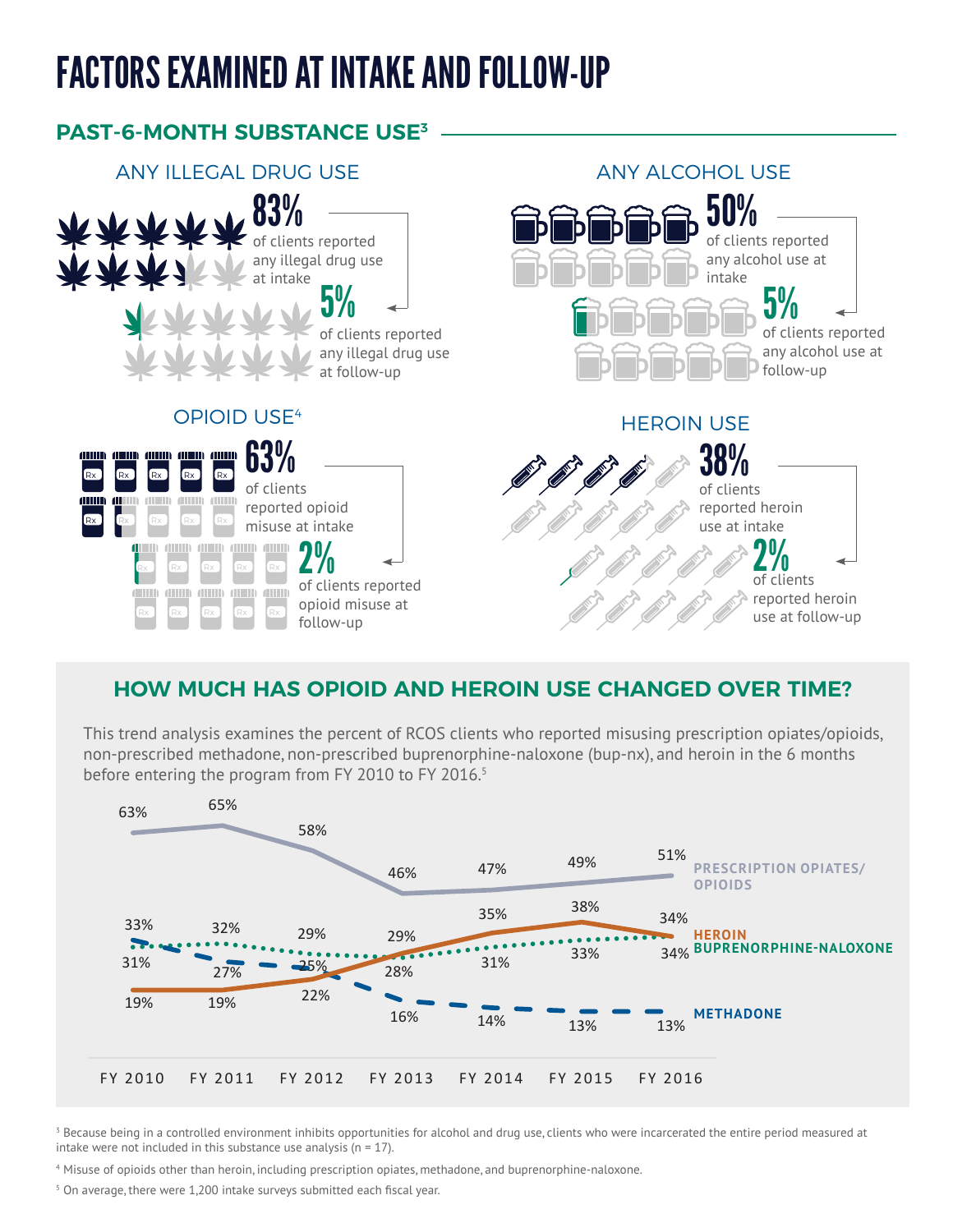# FACTORS EXAMINED AT INTAKE AND FOLLOW-UP

## PAST-6-MONTH SUBSTANCE USE[3]

### ANY ILLEGAL DRUG USE

**83%** of clients reported any illegal drug use at intake

**5%** of clients reported any illegal drug use at follow-up

### ANY ALCOHOL USE

**50%** of clients reported any alcohol use at intake

**5%** of clients reported any alcohol use at follow-up

### OPIOID USE[4]

**63%** of clients reported opioid misuse at intake

**2%** of clients reported opioid misuse at follow-up

### HEROIN USE

**38%** of clients reported heroin use at intake

**2%** of clients reported heroin use at follow-up

## HOW MUCH HAS OPIOID AND HEROIN USE CHANGED OVER TIME?

This trend analysis examines the percent of RCOS clients who reported misusing prescription opiates/opioids, non-prescribed methadone, non-prescribed buprenorphine-naloxone (bup-nx), and heroin in the 6 months before entering the program from FY 2010 to FY 2016.[5]

| | FY 2010 | FY 2011 | FY 2012 | FY 2013 | FY 2014 | FY 2015 | FY 2016 |
|---|---|---|---|---|---|---|---|
| PRESCRIPTION OPIATES/OPIOIDS | 63% | 65% | 58% | 46% | 47% | 49% | 51% |
| HEROIN | 19% | 19% | 22% | 29% | 35% | 38% | 34% |
| BUPRENORPHINE-NALOXONE | 31% | 32% | 29% | 28% | 31% | 33% | 34% |
| METHADONE | 33% | 27% | 25% | 16% | 14% | 13% | 13% |

[3] Because being in a controlled environment inhibits opportunities for alcohol and drug use, clients who were incarcerated the entire period measured at intake were not included in this substance use analysis (n = 17).

[4] Misuse of opioids other than heroin, including prescription opiates, methadone, and buprenorphine-naloxone.

[5] On average, there were 1,200 intake surveys submitted each fiscal year.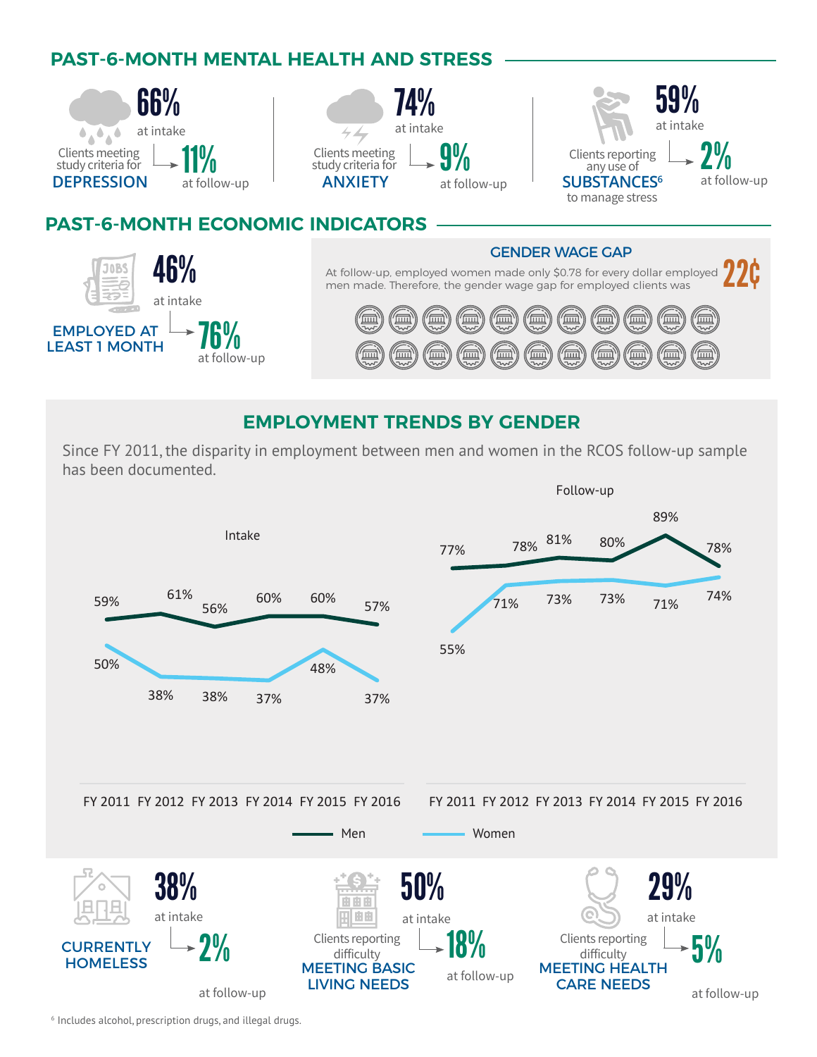## PAST-6-MONTH MENTAL HEALTH AND STRESS

**66%** at intake

Clients meeting study criteria for **DEPRESSION**

**11%** at follow-up

**74%** at intake

Clients meeting study criteria for **ANXIETY**

**9%** at follow-up

**59%** at intake

Clients reporting any use of **SUBSTANCES**[6] to manage stress

**2%** at follow-up

## PAST-6-MONTH ECONOMIC INDICATORS

**46%** at intake

**EMPLOYED AT LEAST 1 MONTH**

**76%** at follow-up

### GENDER WAGE GAP

At follow-up, employed women made only $0.78 for every dollar employed men made. Therefore, the gender wage gap for employed clients was **22¢**

## EMPLOYMENT TRENDS BY GENDER

Since FY 2011, the disparity in employment between men and women in the RCOS follow-up sample has been documented.

**Intake**

| | FY 2011 | FY 2012 | FY 2013 | FY 2014 | FY 2015 | FY 2016 |
|---|---|---|---|---|---|---|
| Men | 59% | 61% | 56% | 60% | 60% | 57% |
| Women | 50% | 38% | 38% | 37% | 48% | 37% |

**Follow-up**

| | FY 2011 | FY 2012 | FY 2013 | FY 2014 | FY 2015 | FY 2016 |
|---|---|---|---|---|---|---|
| Men | 77% | 78% | 81% | 80% | 89% | 78% |
| Women | 55% | 71% | 73% | 73% | 71% | 74% |

**38%** at intake

**CURRENTLY HOMELESS**

**2%** at follow-up

**50%** at intake

Clients reporting difficulty **MEETING BASIC LIVING NEEDS**

**18%** at follow-up

**29%** at intake

Clients reporting difficulty **MEETING HEALTH CARE NEEDS**

**5%** at follow-up

[6] Includes alcohol, prescription drugs, and illegal drugs.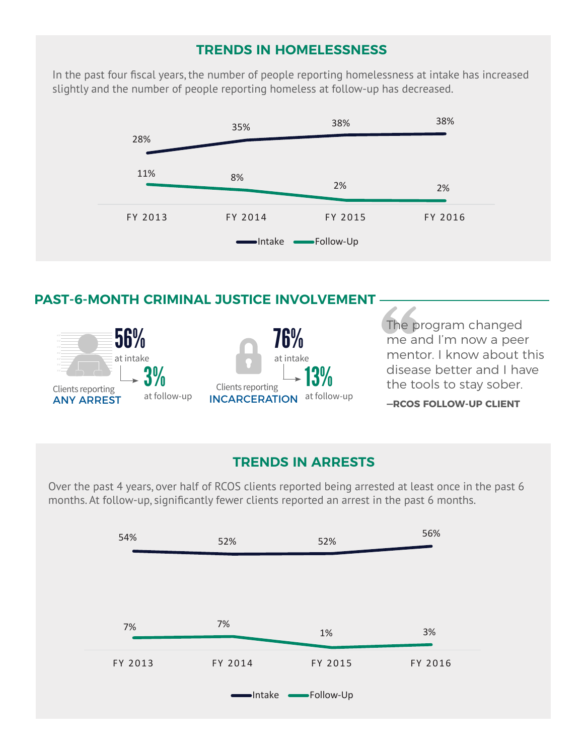## TRENDS IN HOMELESSNESS

In the past four fiscal years, the number of people reporting homelessness at intake has increased slightly and the number of people reporting homeless at follow-up has decreased.

| | FY 2013 | FY 2014 | FY 2015 | FY 2016 |
|---|---|---|---|---|
| Intake | 28% | 35% | 38% | 38% |
| Follow-Up | 11% | 8% | 2% | 2% |

## PAST-6-MONTH CRIMINAL JUSTICE INVOLVEMENT

Clients reporting **ANY ARREST**

**56%** at intake → **3%** at follow-up

Clients reporting **INCARCERATION**

**76%** at intake → **13%** at follow-up

> The program changed me and I'm now a peer mentor. I know about this disease better and I have the tools to stay sober.
>
> **—RCOS FOLLOW-UP CLIENT**

## TRENDS IN ARRESTS

Over the past 4 years, over half of RCOS clients reported being arrested at least once in the past 6 months. At follow-up, significantly fewer clients reported an arrest in the past 6 months.

| | FY 2013 | FY 2014 | FY 2015 | FY 2016 |
|---|---|---|---|---|
| Intake | 54% | 52% | 52% | 56% |
| Follow-Up | 7% | 7% | 1% | 3% |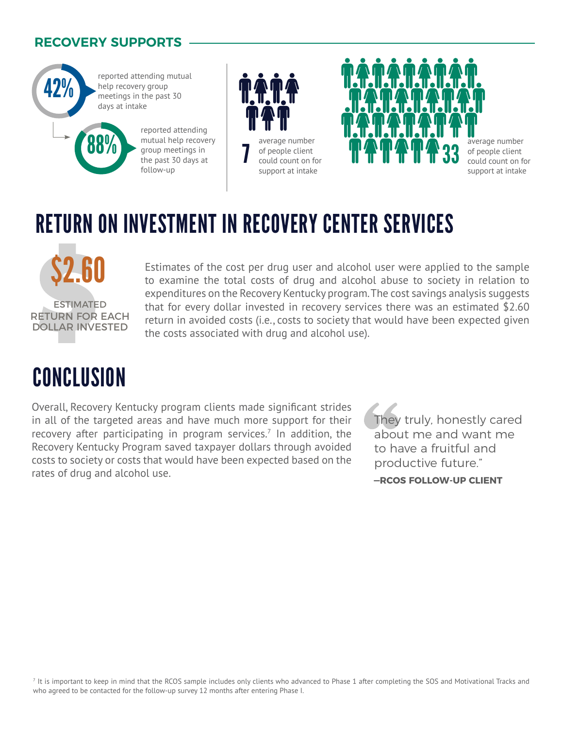## RECOVERY SUPPORTS

42%

reported attending mutual help recovery group meetings in the past 30 days at intake

88%

reported attending mutual help recovery group meetings in the past 30 days at follow-up

7

average number of people client could count on for support at intake

33

average number of people client could count on for support at intake

# RETURN ON INVESTMENT IN RECOVERY CENTER SERVICES

$2.60

ESTIMATED RETURN FOR EACH DOLLAR INVESTED

Estimates of the cost per drug user and alcohol user were applied to the sample to examine the total costs of drug and alcohol abuse to society in relation to expenditures on the Recovery Kentucky program. The cost savings analysis suggests that for every dollar invested in recovery services there was an estimated $2.60 return in avoided costs (i.e., costs to society that would have been expected given the costs associated with drug and alcohol use).

# CONCLUSION

Overall, Recovery Kentucky program clients made significant strides in all of the targeted areas and have much more support for their recovery after participating in program services.[7] In addition, the Recovery Kentucky Program saved taxpayer dollars through avoided costs to society or costs that would have been expected based on the rates of drug and alcohol use.

> "They truly, honestly cared about me and want me to have a fruitful and productive future."
>
> **—RCOS FOLLOW-UP CLIENT**

[7] It is important to keep in mind that the RCOS sample includes only clients who advanced to Phase 1 after completing the SOS and Motivational Tracks and who agreed to be contacted for the follow-up survey 12 months after entering Phase I.